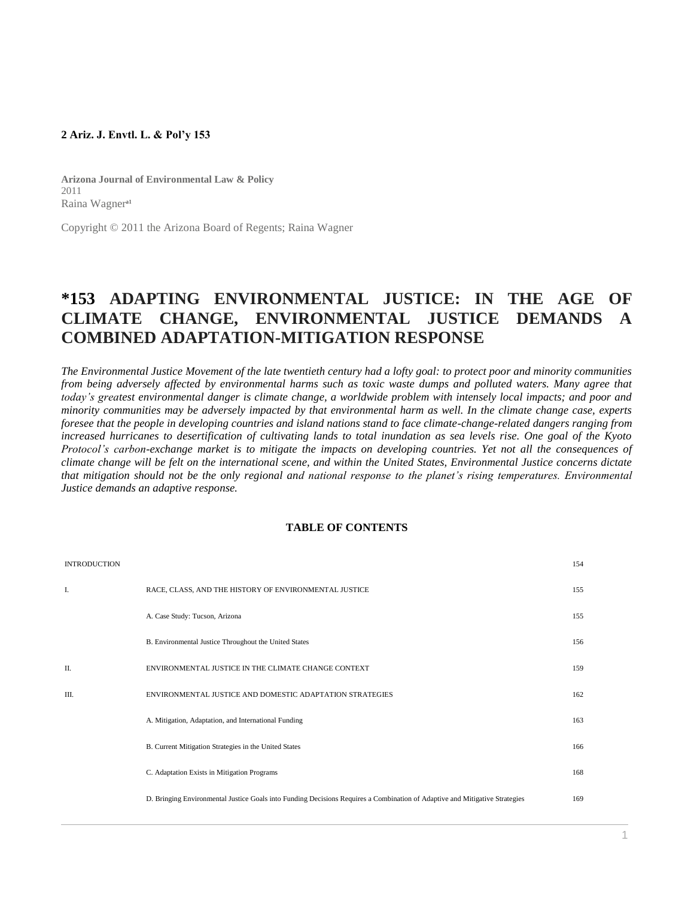**2 Ariz. J. Envtl. L. & Pol'y 153**

**Arizona Journal of Environmental Law & Policy**
2011
Raina Wagner[a1]

Copyright © 2011 the Arizona Board of Regents; Raina Wagner

# *153 ADAPTING ENVIRONMENTAL JUSTICE: IN THE AGE OF CLIMATE CHANGE, ENVIRONMENTAL JUSTICE DEMANDS A COMBINED ADAPTATION-MITIGATION RESPONSE

*The Environmental Justice Movement of the late twentieth century had a lofty goal: to protect poor and minority communities from being adversely affected by environmental harms such as toxic waste dumps and polluted waters. Many agree that today's greatest environmental danger is climate change, a worldwide problem with intensely local impacts; and poor and minority communities may be adversely impacted by that environmental harm as well. In the climate change case, experts foresee that the people in developing countries and island nations stand to face climate-change-related dangers ranging from increased hurricanes to desertification of cultivating lands to total inundation as sea levels rise. One goal of the Kyoto Protocol's carbon-exchange market is to mitigate the impacts on developing countries. Yet not all the consequences of climate change will be felt on the international scene, and within the United States, Environmental Justice concerns dictate that mitigation should not be the only regional and national response to the planet's rising temperatures. Environmental Justice demands an adaptive response.*

**TABLE OF CONTENTS**

| | | |
|---|---|---|
| INTRODUCTION | | 154 |
| I. | RACE, CLASS, AND THE HISTORY OF ENVIRONMENTAL JUSTICE | 155 |
| | A. Case Study: Tucson, Arizona | 155 |
| | B. Environmental Justice Throughout the United States | 156 |
| II. | ENVIRONMENTAL JUSTICE IN THE CLIMATE CHANGE CONTEXT | 159 |
| III. | ENVIRONMENTAL JUSTICE AND DOMESTIC ADAPTATION STRATEGIES | 162 |
| | A. Mitigation, Adaptation, and International Funding | 163 |
| | B. Current Mitigation Strategies in the United States | 166 |
| | C. Adaptation Exists in Mitigation Programs | 168 |
| | D. Bringing Environmental Justice Goals into Funding Decisions Requires a Combination of Adaptive and Mitigative Strategies | 169 |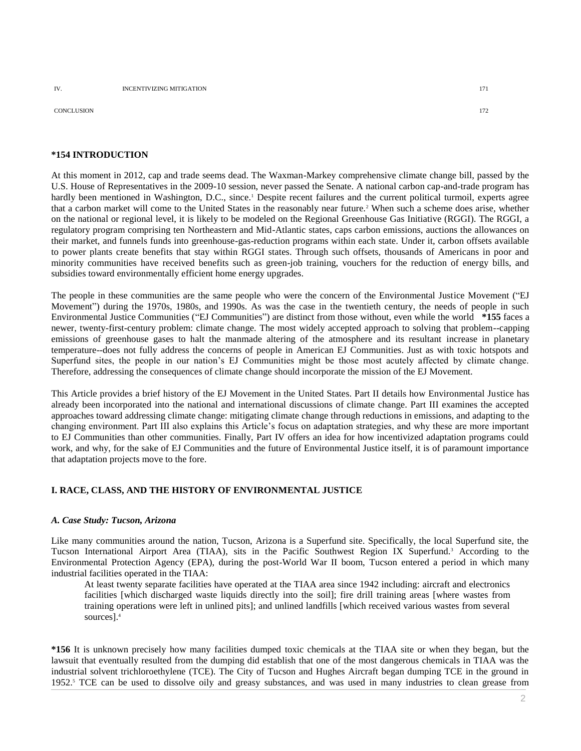| IV. | INCENTIVIZING MITIGATION | 171 |
| --- | --- | --- |
| CONCLUSION | | 172 |

## *154 INTRODUCTION

At this moment in 2012, cap and trade seems dead. The Waxman-Markey comprehensive climate change bill, passed by the U.S. House of Representatives in the 2009-10 session, never passed the Senate. A national carbon cap-and-trade program has hardly been mentioned in Washington, D.C., since.[1] Despite recent failures and the current political turmoil, experts agree that a carbon market will come to the United States in the reasonably near future.[2] When such a scheme does arise, whether on the national or regional level, it is likely to be modeled on the Regional Greenhouse Gas Initiative (RGGI). The RGGI, a regulatory program comprising ten Northeastern and Mid-Atlantic states, caps carbon emissions, auctions the allowances on their market, and funnels funds into greenhouse-gas-reduction programs within each state. Under it, carbon offsets available to power plants create benefits that stay within RGGI states. Through such offsets, thousands of Americans in poor and minority communities have received benefits such as green-job training, vouchers for the reduction of energy bills, and subsidies toward environmentally efficient home energy upgrades.

The people in these communities are the same people who were the concern of the Environmental Justice Movement ("EJ Movement") during the 1970s, 1980s, and 1990s. As was the case in the twentieth century, the needs of people in such Environmental Justice Communities ("EJ Communities") are distinct from those without, even while the world **\*155** faces a newer, twenty-first-century problem: climate change. The most widely accepted approach to solving that problem--capping emissions of greenhouse gases to halt the manmade altering of the atmosphere and its resultant increase in planetary temperature--does not fully address the concerns of people in American EJ Communities. Just as with toxic hotspots and Superfund sites, the people in our nation's EJ Communities might be those most acutely affected by climate change. Therefore, addressing the consequences of climate change should incorporate the mission of the EJ Movement.

This Article provides a brief history of the EJ Movement in the United States. Part II details how Environmental Justice has already been incorporated into the national and international discussions of climate change. Part III examines the accepted approaches toward addressing climate change: mitigating climate change through reductions in emissions, and adapting to the changing environment. Part III also explains this Article's focus on adaptation strategies, and why these are more important to EJ Communities than other communities. Finally, Part IV offers an idea for how incentivized adaptation programs could work, and why, for the sake of EJ Communities and the future of Environmental Justice itself, it is of paramount importance that adaptation projects move to the fore.

## I. RACE, CLASS, AND THE HISTORY OF ENVIRONMENTAL JUSTICE

### *A. Case Study: Tucson, Arizona*

Like many communities around the nation, Tucson, Arizona is a Superfund site. Specifically, the local Superfund site, the Tucson International Airport Area (TIAA), sits in the Pacific Southwest Region IX Superfund.[3] According to the Environmental Protection Agency (EPA), during the post-World War II boom, Tucson entered a period in which many industrial facilities operated in the TIAA:

> At least twenty separate facilities have operated at the TIAA area since 1942 including: aircraft and electronics facilities [which discharged waste liquids directly into the soil]; fire drill training areas [where wastes from training operations were left in unlined pits]; and unlined landfills [which received various wastes from several sources].[4]

**\*156** It is unknown precisely how many facilities dumped toxic chemicals at the TIAA site or when they began, but the lawsuit that eventually resulted from the dumping did establish that one of the most dangerous chemicals in TIAA was the industrial solvent trichloroethylene (TCE). The City of Tucson and Hughes Aircraft began dumping TCE in the ground in 1952.[5] TCE can be used to dissolve oily and greasy substances, and was used in many industries to clean grease from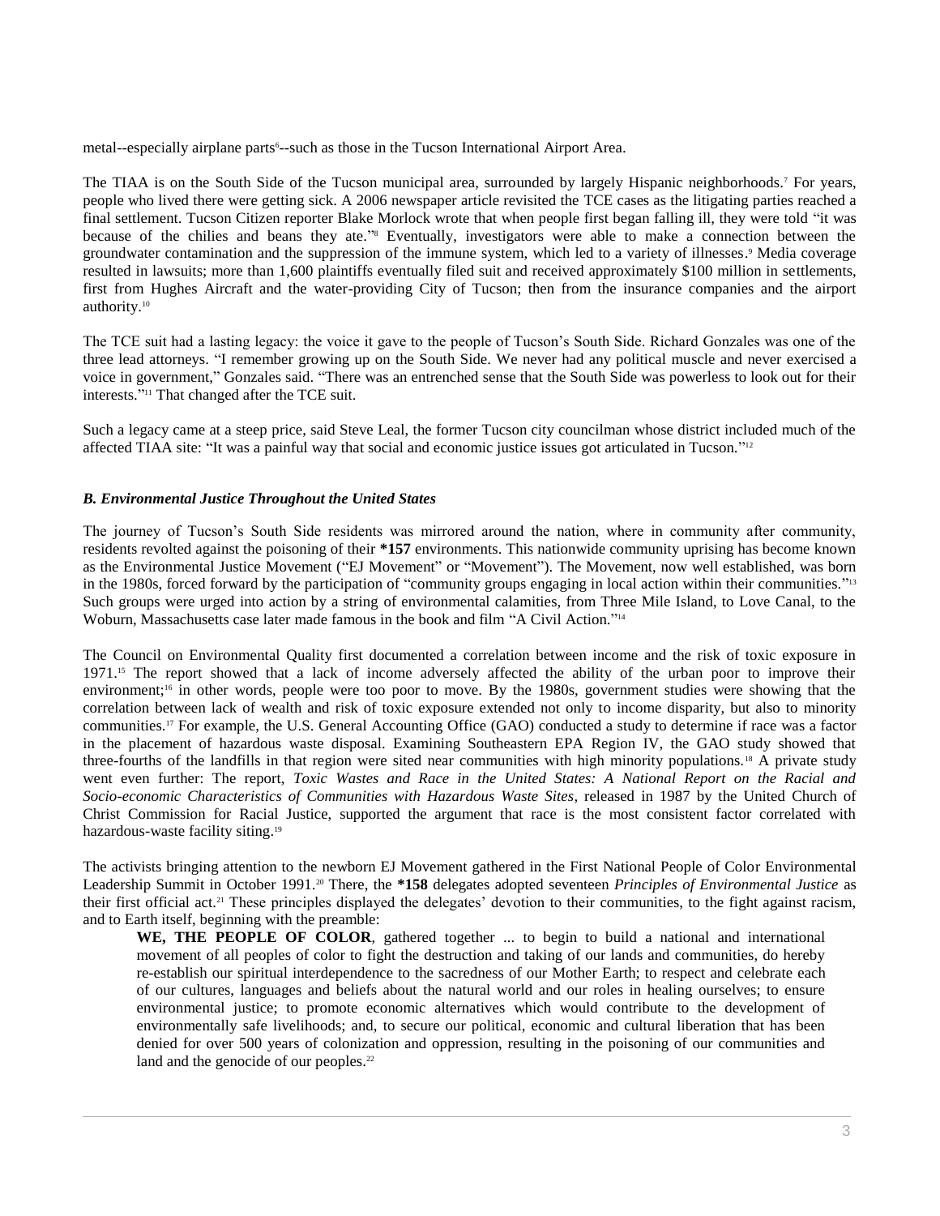metal--especially airplane parts[6]--such as those in the Tucson International Airport Area.

The TIAA is on the South Side of the Tucson municipal area, surrounded by largely Hispanic neighborhoods.[7] For years, people who lived there were getting sick. A 2006 newspaper article revisited the TCE cases as the litigating parties reached a final settlement. Tucson Citizen reporter Blake Morlock wrote that when people first began falling ill, they were told "it was because of the chilies and beans they ate."[8] Eventually, investigators were able to make a connection between the groundwater contamination and the suppression of the immune system, which led to a variety of illnesses.[9] Media coverage resulted in lawsuits; more than 1,600 plaintiffs eventually filed suit and received approximately $100 million in settlements, first from Hughes Aircraft and the water-providing City of Tucson; then from the insurance companies and the airport authority.[10]

The TCE suit had a lasting legacy: the voice it gave to the people of Tucson's South Side. Richard Gonzales was one of the three lead attorneys. "I remember growing up on the South Side. We never had any political muscle and never exercised a voice in government," Gonzales said. "There was an entrenched sense that the South Side was powerless to look out for their interests."[11] That changed after the TCE suit.

Such a legacy came at a steep price, said Steve Leal, the former Tucson city councilman whose district included much of the affected TIAA site: "It was a painful way that social and economic justice issues got articulated in Tucson."[12]

### *B. Environmental Justice Throughout the United States*

The journey of Tucson's South Side residents was mirrored around the nation, where in community after community, residents revolted against the poisoning of their **\*157** environments. This nationwide community uprising has become known as the Environmental Justice Movement ("EJ Movement" or "Movement"). The Movement, now well established, was born in the 1980s, forced forward by the participation of "community groups engaging in local action within their communities."[13] Such groups were urged into action by a string of environmental calamities, from Three Mile Island, to Love Canal, to the Woburn, Massachusetts case later made famous in the book and film "A Civil Action."[14]

The Council on Environmental Quality first documented a correlation between income and the risk of toxic exposure in 1971.[15] The report showed that a lack of income adversely affected the ability of the urban poor to improve their environment;[16] in other words, people were too poor to move. By the 1980s, government studies were showing that the correlation between lack of wealth and risk of toxic exposure extended not only to income disparity, but also to minority communities.[17] For example, the U.S. General Accounting Office (GAO) conducted a study to determine if race was a factor in the placement of hazardous waste disposal. Examining Southeastern EPA Region IV, the GAO study showed that three-fourths of the landfills in that region were sited near communities with high minority populations.[18] A private study went even further: The report, *Toxic Wastes and Race in the United States: A National Report on the Racial and Socio-economic Characteristics of Communities with Hazardous Waste Sites*, released in 1987 by the United Church of Christ Commission for Racial Justice, supported the argument that race is the most consistent factor correlated with hazardous-waste facility siting.[19]

The activists bringing attention to the newborn EJ Movement gathered in the First National People of Color Environmental Leadership Summit in October 1991.[20] There, the **\*158** delegates adopted seventeen *Principles of Environmental Justice* as their first official act.[21] These principles displayed the delegates' devotion to their communities, to the fight against racism, and to Earth itself, beginning with the preamble:

> **WE, THE PEOPLE OF COLOR**, gathered together ... to begin to build a national and international movement of all peoples of color to fight the destruction and taking of our lands and communities, do hereby re-establish our spiritual interdependence to the sacredness of our Mother Earth; to respect and celebrate each of our cultures, languages and beliefs about the natural world and our roles in healing ourselves; to ensure environmental justice; to promote economic alternatives which would contribute to the development of environmentally safe livelihoods; and, to secure our political, economic and cultural liberation that has been denied for over 500 years of colonization and oppression, resulting in the poisoning of our communities and land and the genocide of our peoples.[22]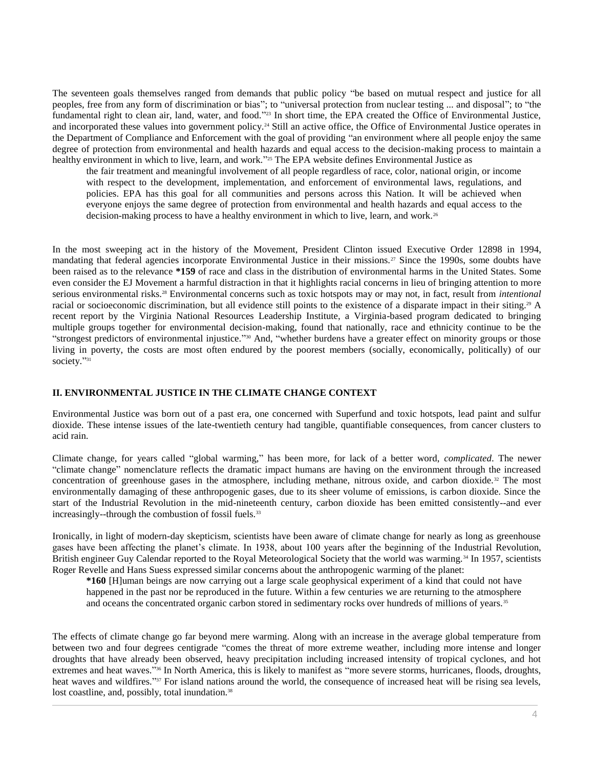The seventeen goals themselves ranged from demands that public policy "be based on mutual respect and justice for all peoples, free from any form of discrimination or bias"; to "universal protection from nuclear testing ... and disposal"; to "the fundamental right to clean air, land, water, and food."[23] In short time, the EPA created the Office of Environmental Justice, and incorporated these values into government policy.[24] Still an active office, the Office of Environmental Justice operates in the Department of Compliance and Enforcement with the goal of providing "an environment where all people enjoy the same degree of protection from environmental and health hazards and equal access to the decision-making process to maintain a healthy environment in which to live, learn, and work."[25] The EPA website defines Environmental Justice as

> the fair treatment and meaningful involvement of all people regardless of race, color, national origin, or income with respect to the development, implementation, and enforcement of environmental laws, regulations, and policies. EPA has this goal for all communities and persons across this Nation. It will be achieved when everyone enjoys the same degree of protection from environmental and health hazards and equal access to the decision-making process to have a healthy environment in which to live, learn, and work.[26]

In the most sweeping act in the history of the Movement, President Clinton issued Executive Order 12898 in 1994, mandating that federal agencies incorporate Environmental Justice in their missions.[27] Since the 1990s, some doubts have been raised as to the relevance **\*159** of race and class in the distribution of environmental harms in the United States. Some even consider the EJ Movement a harmful distraction in that it highlights racial concerns in lieu of bringing attention to more serious environmental risks.[28] Environmental concerns such as toxic hotspots may or may not, in fact, result from *intentional* racial or socioeconomic discrimination, but all evidence still points to the existence of a disparate impact in their siting.[29] A recent report by the Virginia National Resources Leadership Institute, a Virginia-based program dedicated to bringing multiple groups together for environmental decision-making, found that nationally, race and ethnicity continue to be the "strongest predictors of environmental injustice."[30] And, "whether burdens have a greater effect on minority groups or those living in poverty, the costs are most often endured by the poorest members (socially, economically, politically) of our society."[31]

## II. ENVIRONMENTAL JUSTICE IN THE CLIMATE CHANGE CONTEXT

Environmental Justice was born out of a past era, one concerned with Superfund and toxic hotspots, lead paint and sulfur dioxide. These intense issues of the late-twentieth century had tangible, quantifiable consequences, from cancer clusters to acid rain.

Climate change, for years called "global warming," has been more, for lack of a better word, *complicated*. The newer "climate change" nomenclature reflects the dramatic impact humans are having on the environment through the increased concentration of greenhouse gases in the atmosphere, including methane, nitrous oxide, and carbon dioxide.[32] The most environmentally damaging of these anthropogenic gases, due to its sheer volume of emissions, is carbon dioxide. Since the start of the Industrial Revolution in the mid-nineteenth century, carbon dioxide has been emitted consistently--and ever increasingly--through the combustion of fossil fuels.[33]

Ironically, in light of modern-day skepticism, scientists have been aware of climate change for nearly as long as greenhouse gases have been affecting the planet's climate. In 1938, about 100 years after the beginning of the Industrial Revolution, British engineer Guy Calendar reported to the Royal Meteorological Society that the world was warming.[34] In 1957, scientists Roger Revelle and Hans Suess expressed similar concerns about the anthropogenic warming of the planet:

> **\*160** [H]uman beings are now carrying out a large scale geophysical experiment of a kind that could not have happened in the past nor be reproduced in the future. Within a few centuries we are returning to the atmosphere and oceans the concentrated organic carbon stored in sedimentary rocks over hundreds of millions of years.[35]

The effects of climate change go far beyond mere warming. Along with an increase in the average global temperature from between two and four degrees centigrade "comes the threat of more extreme weather, including more intense and longer droughts that have already been observed, heavy precipitation including increased intensity of tropical cyclones, and hot extremes and heat waves."[36] In North America, this is likely to manifest as "more severe storms, hurricanes, floods, droughts, heat waves and wildfires."[37] For island nations around the world, the consequence of increased heat will be rising sea levels, lost coastline, and, possibly, total inundation.[38]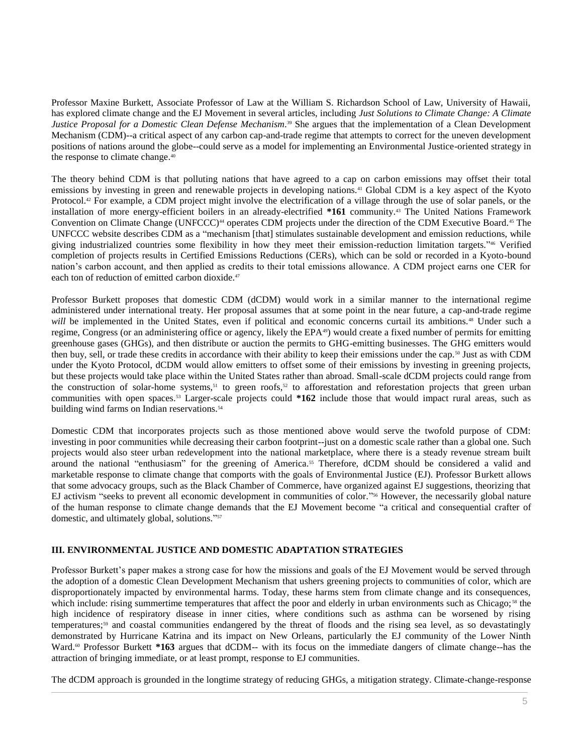Professor Maxine Burkett, Associate Professor of Law at the William S. Richardson School of Law, University of Hawaii, has explored climate change and the EJ Movement in several articles, including *Just Solutions to Climate Change: A Climate Justice Proposal for a Domestic Clean Defense Mechanism*.[39] She argues that the implementation of a Clean Development Mechanism (CDM)--a critical aspect of any carbon cap-and-trade regime that attempts to correct for the uneven development positions of nations around the globe--could serve as a model for implementing an Environmental Justice-oriented strategy in the response to climate change.[40]

The theory behind CDM is that polluting nations that have agreed to a cap on carbon emissions may offset their total emissions by investing in green and renewable projects in developing nations.[41] Global CDM is a key aspect of the Kyoto Protocol.[42] For example, a CDM project might involve the electrification of a village through the use of solar panels, or the installation of more energy-efficient boilers in an already-electrified **\*161** community.[43] The United Nations Framework Convention on Climate Change (UNFCCC)[44] operates CDM projects under the direction of the CDM Executive Board.[45] The UNFCCC website describes CDM as a "mechanism [that] stimulates sustainable development and emission reductions, while giving industrialized countries some flexibility in how they meet their emission-reduction limitation targets."[46] Verified completion of projects results in Certified Emissions Reductions (CERs), which can be sold or recorded in a Kyoto-bound nation's carbon account, and then applied as credits to their total emissions allowance. A CDM project earns one CER for each ton of reduction of emitted carbon dioxide.[47]

Professor Burkett proposes that domestic CDM (dCDM) would work in a similar manner to the international regime administered under international treaty. Her proposal assumes that at some point in the near future, a cap-and-trade regime *will* be implemented in the United States, even if political and economic concerns curtail its ambitions.[48] Under such a regime, Congress (or an administering office or agency, likely the EPA[49]) would create a fixed number of permits for emitting greenhouse gases (GHGs), and then distribute or auction the permits to GHG-emitting businesses. The GHG emitters would then buy, sell, or trade these credits in accordance with their ability to keep their emissions under the cap.[50] Just as with CDM under the Kyoto Protocol, dCDM would allow emitters to offset some of their emissions by investing in greening projects, but these projects would take place within the United States rather than abroad. Small-scale dCDM projects could range from the construction of solar-home systems,[51] to green roofs,[52] to afforestation and reforestation projects that green urban communities with open spaces.[53] Larger-scale projects could **\*162** include those that would impact rural areas, such as building wind farms on Indian reservations.[54]

Domestic CDM that incorporates projects such as those mentioned above would serve the twofold purpose of CDM: investing in poor communities while decreasing their carbon footprint--just on a domestic scale rather than a global one. Such projects would also steer urban redevelopment into the national marketplace, where there is a steady revenue stream built around the national "enthusiasm" for the greening of America.[55] Therefore, dCDM should be considered a valid and marketable response to climate change that comports with the goals of Environmental Justice (EJ). Professor Burkett allows that some advocacy groups, such as the Black Chamber of Commerce, have organized against EJ suggestions, theorizing that EJ activism "seeks to prevent all economic development in communities of color."[56] However, the necessarily global nature of the human response to climate change demands that the EJ Movement become "a critical and consequential crafter of domestic, and ultimately global, solutions."[57]

## III. ENVIRONMENTAL JUSTICE AND DOMESTIC ADAPTATION STRATEGIES

Professor Burkett's paper makes a strong case for how the missions and goals of the EJ Movement would be served through the adoption of a domestic Clean Development Mechanism that ushers greening projects to communities of color, which are disproportionately impacted by environmental harms. Today, these harms stem from climate change and its consequences, which include: rising summertime temperatures that affect the poor and elderly in urban environments such as Chicago;[58] the high incidence of respiratory disease in inner cities, where conditions such as asthma can be worsened by rising temperatures;[59] and coastal communities endangered by the threat of floods and the rising sea level, as so devastatingly demonstrated by Hurricane Katrina and its impact on New Orleans, particularly the EJ community of the Lower Ninth Ward.[60] Professor Burkett **\*163** argues that dCDM-- with its focus on the immediate dangers of climate change--has the attraction of bringing immediate, or at least prompt, response to EJ communities.

The dCDM approach is grounded in the longtime strategy of reducing GHGs, a mitigation strategy. Climate-change-response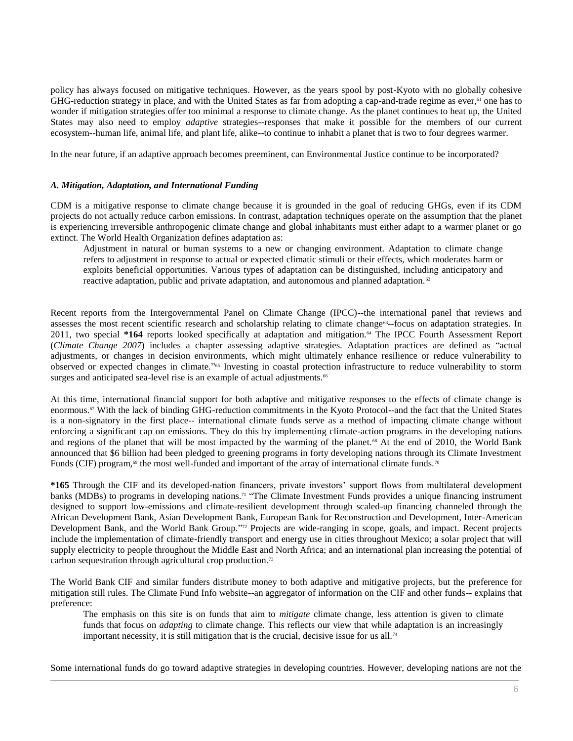policy has always focused on mitigative techniques. However, as the years spool by post-Kyoto with no globally cohesive GHG-reduction strategy in place, and with the United States as far from adopting a cap-and-trade regime as ever,[61] one has to wonder if mitigation strategies offer too minimal a response to climate change. As the planet continues to heat up, the United States may also need to employ *adaptive* strategies--responses that make it possible for the members of our current ecosystem--human life, animal life, and plant life, alike--to continue to inhabit a planet that is two to four degrees warmer.

In the near future, if an adaptive approach becomes preeminent, can Environmental Justice continue to be incorporated?

### *A. Mitigation, Adaptation, and International Funding*

CDM is a mitigative response to climate change because it is grounded in the goal of reducing GHGs, even if its CDM projects do not actually reduce carbon emissions. In contrast, adaptation techniques operate on the assumption that the planet is experiencing irreversible anthropogenic climate change and global inhabitants must either adapt to a warmer planet or go extinct. The World Health Organization defines adaptation as:

> Adjustment in natural or human systems to a new or changing environment. Adaptation to climate change refers to adjustment in response to actual or expected climatic stimuli or their effects, which moderates harm or exploits beneficial opportunities. Various types of adaptation can be distinguished, including anticipatory and reactive adaptation, public and private adaptation, and autonomous and planned adaptation.[62]

Recent reports from the Intergovernmental Panel on Climate Change (IPCC)--the international panel that reviews and assesses the most recent scientific research and scholarship relating to climate change[63]--focus on adaptation strategies. In 2011, two special **\*164** reports looked specifically at adaptation and mitigation.[64] The IPCC Fourth Assessment Report (*Climate Change 2007*) includes a chapter assessing adaptive strategies. Adaptation practices are defined as "actual adjustments, or changes in decision environments, which might ultimately enhance resilience or reduce vulnerability to observed or expected changes in climate."[65] Investing in coastal protection infrastructure to reduce vulnerability to storm surges and anticipated sea-level rise is an example of actual adjustments.[66]

At this time, international financial support for both adaptive and mitigative responses to the effects of climate change is enormous.[67] With the lack of binding GHG-reduction commitments in the Kyoto Protocol--and the fact that the United States is a non-signatory in the first place-- international climate funds serve as a method of impacting climate change without enforcing a significant cap on emissions. They do this by implementing climate-action programs in the developing nations and regions of the planet that will be most impacted by the warming of the planet.[68] At the end of 2010, the World Bank announced that $6 billion had been pledged to greening programs in forty developing nations through its Climate Investment Funds (CIF) program,[69] the most well-funded and important of the array of international climate funds.[70]

**\*165** Through the CIF and its developed-nation financers, private investors' support flows from multilateral development banks (MDBs) to programs in developing nations.[71] "The Climate Investment Funds provides a unique financing instrument designed to support low-emissions and climate-resilient development through scaled-up financing channeled through the African Development Bank, Asian Development Bank, European Bank for Reconstruction and Development, Inter-American Development Bank, and the World Bank Group."[72] Projects are wide-ranging in scope, goals, and impact. Recent projects include the implementation of climate-friendly transport and energy use in cities throughout Mexico; a solar project that will supply electricity to people throughout the Middle East and North Africa; and an international plan increasing the potential of carbon sequestration through agricultural crop production.[73]

The World Bank CIF and similar funders distribute money to both adaptive and mitigative projects, but the preference for mitigation still rules. The Climate Fund Info website--an aggregator of information on the CIF and other funds-- explains that preference:

> The emphasis on this site is on funds that aim to *mitigate* climate change, less attention is given to climate funds that focus on *adapting* to climate change. This reflects our view that while adaptation is an increasingly important necessity, it is still mitigation that is the crucial, decisive issue for us all.[74]

Some international funds do go toward adaptive strategies in developing countries. However, developing nations are not the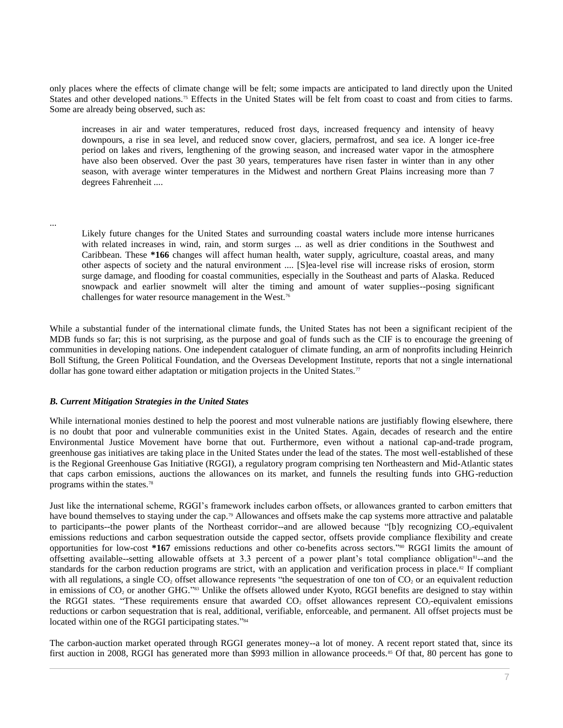only places where the effects of climate change will be felt; some impacts are anticipated to land directly upon the United States and other developed nations.[75] Effects in the United States will be felt from coast to coast and from cities to farms. Some are already being observed, such as:

> increases in air and water temperatures, reduced frost days, increased frequency and intensity of heavy downpours, a rise in sea level, and reduced snow cover, glaciers, permafrost, and sea ice. A longer ice-free period on lakes and rivers, lengthening of the growing season, and increased water vapor in the atmosphere have also been observed. Over the past 30 years, temperatures have risen faster in winter than in any other season, with average winter temperatures in the Midwest and northern Great Plains increasing more than 7 degrees Fahrenheit ....

...

> Likely future changes for the United States and surrounding coastal waters include more intense hurricanes with related increases in wind, rain, and storm surges ... as well as drier conditions in the Southwest and Caribbean. These **\*166** changes will affect human health, water supply, agriculture, coastal areas, and many other aspects of society and the natural environment .... [S]ea-level rise will increase risks of erosion, storm surge damage, and flooding for coastal communities, especially in the Southeast and parts of Alaska. Reduced snowpack and earlier snowmelt will alter the timing and amount of water supplies--posing significant challenges for water resource management in the West.[76]

While a substantial funder of the international climate funds, the United States has not been a significant recipient of the MDB funds so far; this is not surprising, as the purpose and goal of funds such as the CIF is to encourage the greening of communities in developing nations. One independent cataloguer of climate funding, an arm of nonprofits including Heinrich Boll Stiftung, the Green Political Foundation, and the Overseas Development Institute, reports that not a single international dollar has gone toward either adaptation or mitigation projects in the United States.[77]

### *B. Current Mitigation Strategies in the United States*

While international monies destined to help the poorest and most vulnerable nations are justifiably flowing elsewhere, there is no doubt that poor and vulnerable communities exist in the United States. Again, decades of research and the entire Environmental Justice Movement have borne that out. Furthermore, even without a national cap-and-trade program, greenhouse gas initiatives are taking place in the United States under the lead of the states. The most well-established of these is the Regional Greenhouse Gas Initiative (RGGI), a regulatory program comprising ten Northeastern and Mid-Atlantic states that caps carbon emissions, auctions the allowances on its market, and funnels the resulting funds into GHG-reduction programs within the states.[78]

Just like the international scheme, RGGI's framework includes carbon offsets, or allowances granted to carbon emitters that have bound themselves to staying under the cap.[79] Allowances and offsets make the cap systems more attractive and palatable to participants--the power plants of the Northeast corridor--and are allowed because "[b]y recognizing $CO_2$-equivalent emissions reductions and carbon sequestration outside the capped sector, offsets provide compliance flexibility and create opportunities for low-cost **\*167** emissions reductions and other co-benefits across sectors."[80] RGGI limits the amount of offsetting available--setting allowable offsets at 3.3 percent of a power plant's total compliance obligation[81]--and the standards for the carbon reduction programs are strict, with an application and verification process in place.[82] If compliant with all regulations, a single $CO_2$ offset allowance represents "the sequestration of one ton of $CO_2$ or an equivalent reduction in emissions of $CO_2$ or another GHG."[83] Unlike the offsets allowed under Kyoto, RGGI benefits are designed to stay within the RGGI states. "These requirements ensure that awarded $CO_2$ offset allowances represent $CO_2$-equivalent emissions reductions or carbon sequestration that is real, additional, verifiable, enforceable, and permanent. All offset projects must be located within one of the RGGI participating states."[84]

The carbon-auction market operated through RGGI generates money--a lot of money. A recent report stated that, since its first auction in 2008, RGGI has generated more than $993 million in allowance proceeds.[85] Of that, 80 percent has gone to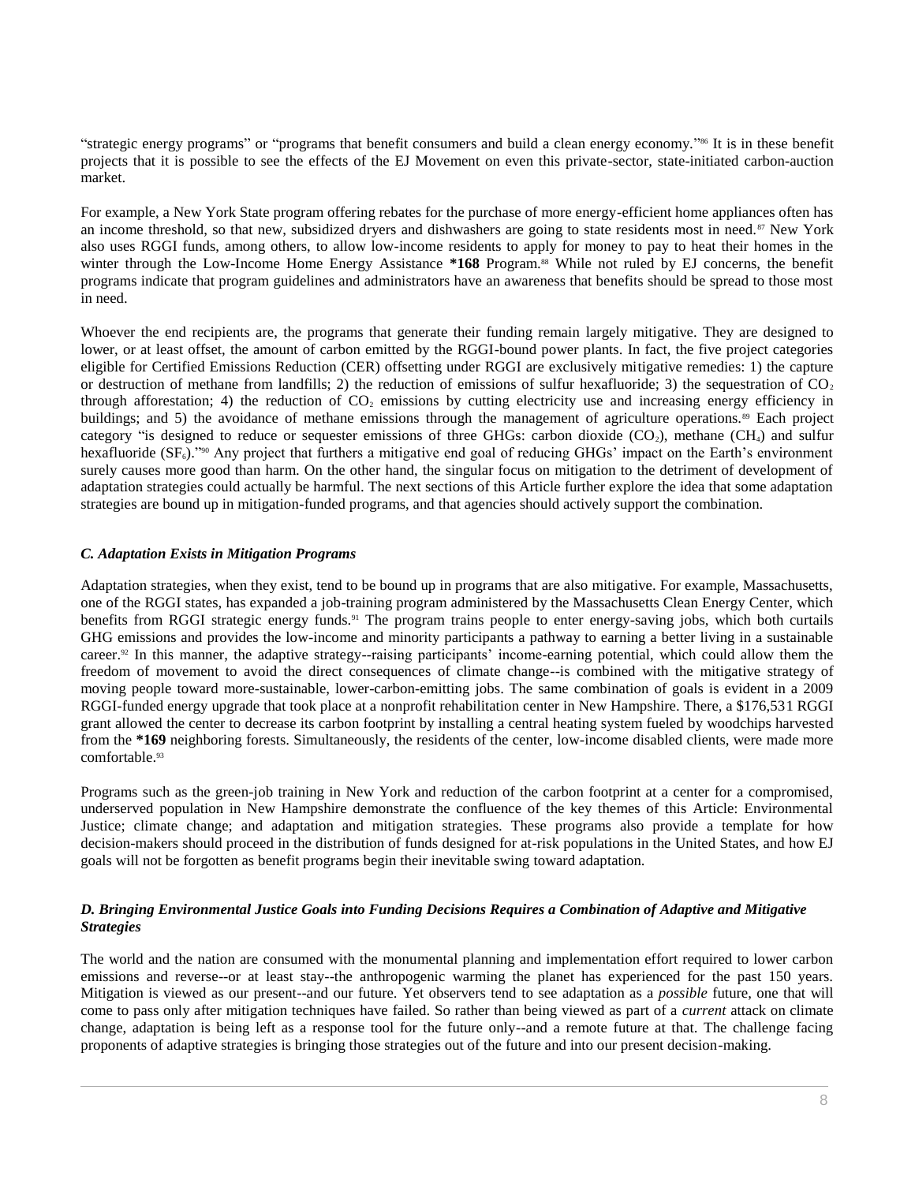"strategic energy programs" or "programs that benefit consumers and build a clean energy economy."[86] It is in these benefit projects that it is possible to see the effects of the EJ Movement on even this private-sector, state-initiated carbon-auction market.

For example, a New York State program offering rebates for the purchase of more energy-efficient home appliances often has an income threshold, so that new, subsidized dryers and dishwashers are going to state residents most in need.[87] New York also uses RGGI funds, among others, to allow low-income residents to apply for money to pay to heat their homes in the winter through the Low-Income Home Energy Assistance **\*168** Program.[88] While not ruled by EJ concerns, the benefit programs indicate that program guidelines and administrators have an awareness that benefits should be spread to those most in need.

Whoever the end recipients are, the programs that generate their funding remain largely mitigative. They are designed to lower, or at least offset, the amount of carbon emitted by the RGGI-bound power plants. In fact, the five project categories eligible for Certified Emissions Reduction (CER) offsetting under RGGI are exclusively mitigative remedies: 1) the capture or destruction of methane from landfills; 2) the reduction of emissions of sulfur hexafluoride; 3) the sequestration of $CO_2$ through afforestation; 4) the reduction of $CO_2$ emissions by cutting electricity use and increasing energy efficiency in buildings; and 5) the avoidance of methane emissions through the management of agriculture operations.[89] Each project category "is designed to reduce or sequester emissions of three GHGs: carbon dioxide ($CO_2$), methane ($CH_4$) and sulfur hexafluoride ($SF_6$)."[90] Any project that furthers a mitigative end goal of reducing GHGs' impact on the Earth's environment surely causes more good than harm. On the other hand, the singular focus on mitigation to the detriment of development of adaptation strategies could actually be harmful. The next sections of this Article further explore the idea that some adaptation strategies are bound up in mitigation-funded programs, and that agencies should actively support the combination.

### *C. Adaptation Exists in Mitigation Programs*

Adaptation strategies, when they exist, tend to be bound up in programs that are also mitigative. For example, Massachusetts, one of the RGGI states, has expanded a job-training program administered by the Massachusetts Clean Energy Center, which benefits from RGGI strategic energy funds.[91] The program trains people to enter energy-saving jobs, which both curtails GHG emissions and provides the low-income and minority participants a pathway to earning a better living in a sustainable career.[92] In this manner, the adaptive strategy--raising participants' income-earning potential, which could allow them the freedom of movement to avoid the direct consequences of climate change--is combined with the mitigative strategy of moving people toward more-sustainable, lower-carbon-emitting jobs. The same combination of goals is evident in a 2009 RGGI-funded energy upgrade that took place at a nonprofit rehabilitation center in New Hampshire. There, a $176,531 RGGI grant allowed the center to decrease its carbon footprint by installing a central heating system fueled by woodchips harvested from the **\*169** neighboring forests. Simultaneously, the residents of the center, low-income disabled clients, were made more comfortable.[93]

Programs such as the green-job training in New York and reduction of the carbon footprint at a center for a compromised, underserved population in New Hampshire demonstrate the confluence of the key themes of this Article: Environmental Justice; climate change; and adaptation and mitigation strategies. These programs also provide a template for how decision-makers should proceed in the distribution of funds designed for at-risk populations in the United States, and how EJ goals will not be forgotten as benefit programs begin their inevitable swing toward adaptation.

### *D. Bringing Environmental Justice Goals into Funding Decisions Requires a Combination of Adaptive and Mitigative Strategies*

The world and the nation are consumed with the monumental planning and implementation effort required to lower carbon emissions and reverse--or at least stay--the anthropogenic warming the planet has experienced for the past 150 years. Mitigation is viewed as our present--and our future. Yet observers tend to see adaptation as a *possible* future, one that will come to pass only after mitigation techniques have failed. So rather than being viewed as part of a *current* attack on climate change, adaptation is being left as a response tool for the future only--and a remote future at that. The challenge facing proponents of adaptive strategies is bringing those strategies out of the future and into our present decision-making.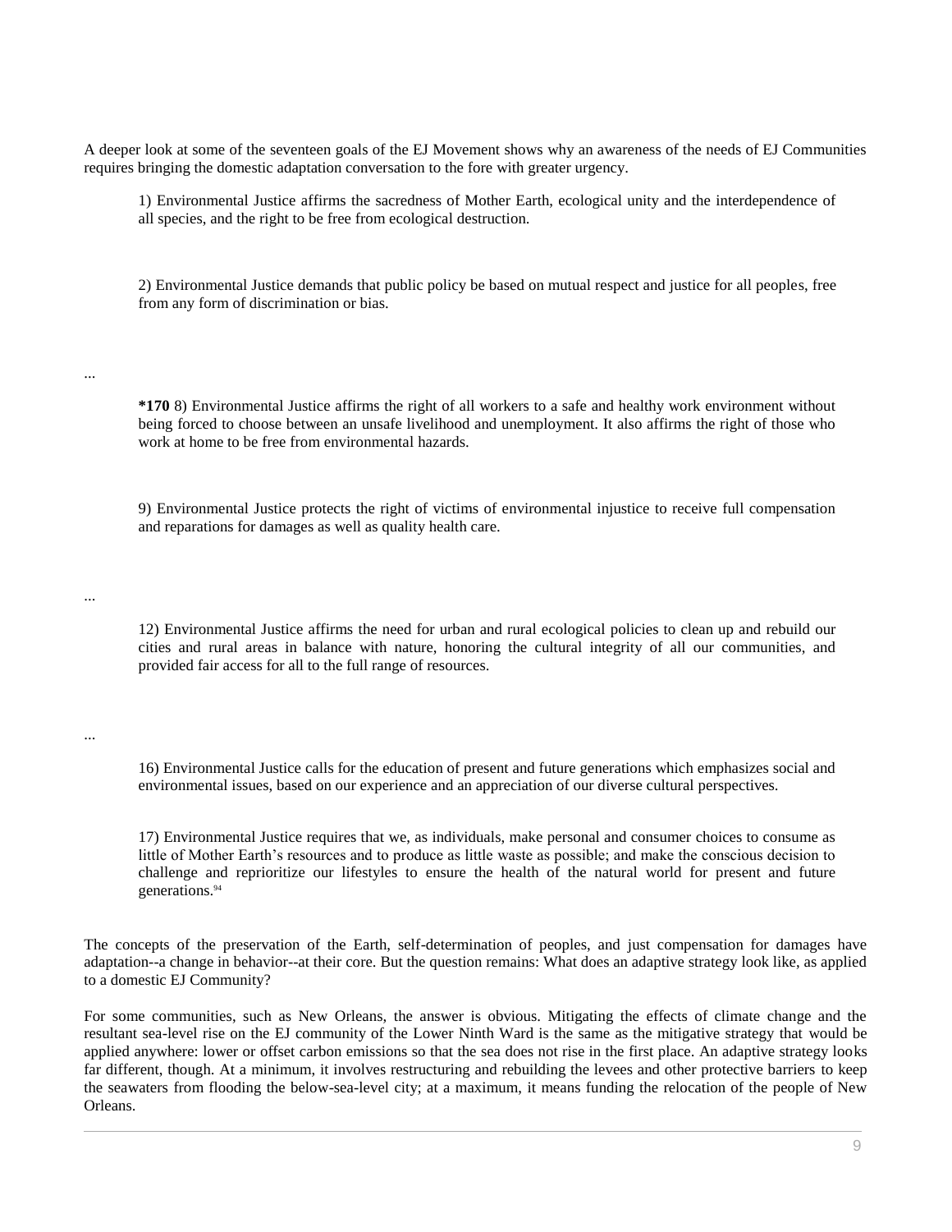A deeper look at some of the seventeen goals of the EJ Movement shows why an awareness of the needs of EJ Communities requires bringing the domestic adaptation conversation to the fore with greater urgency.

> 1) Environmental Justice affirms the sacredness of Mother Earth, ecological unity and the interdependence of all species, and the right to be free from ecological destruction.
>
> 2) Environmental Justice demands that public policy be based on mutual respect and justice for all peoples, free from any form of discrimination or bias.

...

> **\*170** 8) Environmental Justice affirms the right of all workers to a safe and healthy work environment without being forced to choose between an unsafe livelihood and unemployment. It also affirms the right of those who work at home to be free from environmental hazards.
>
> 9) Environmental Justice protects the right of victims of environmental injustice to receive full compensation and reparations for damages as well as quality health care.

...

> 12) Environmental Justice affirms the need for urban and rural ecological policies to clean up and rebuild our cities and rural areas in balance with nature, honoring the cultural integrity of all our communities, and provided fair access for all to the full range of resources.

...

> 16) Environmental Justice calls for the education of present and future generations which emphasizes social and environmental issues, based on our experience and an appreciation of our diverse cultural perspectives.
>
> 17) Environmental Justice requires that we, as individuals, make personal and consumer choices to consume as little of Mother Earth's resources and to produce as little waste as possible; and make the conscious decision to challenge and reprioritize our lifestyles to ensure the health of the natural world for present and future generations.[94]

The concepts of the preservation of the Earth, self-determination of peoples, and just compensation for damages have adaptation--a change in behavior--at their core. But the question remains: What does an adaptive strategy look like, as applied to a domestic EJ Community?

For some communities, such as New Orleans, the answer is obvious. Mitigating the effects of climate change and the resultant sea-level rise on the EJ community of the Lower Ninth Ward is the same as the mitigative strategy that would be applied anywhere: lower or offset carbon emissions so that the sea does not rise in the first place. An adaptive strategy looks far different, though. At a minimum, it involves restructuring and rebuilding the levees and other protective barriers to keep the seawaters from flooding the below-sea-level city; at a maximum, it means funding the relocation of the people of New Orleans.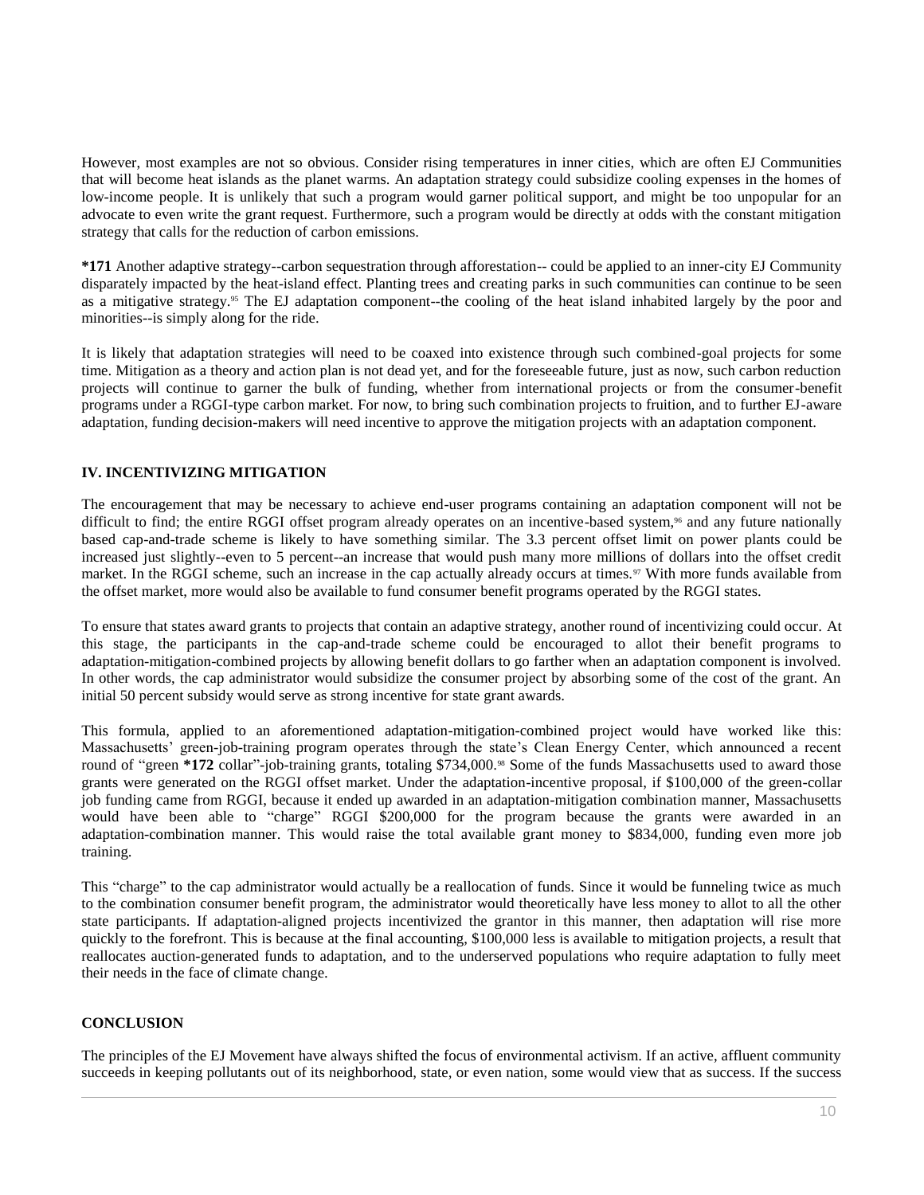However, most examples are not so obvious. Consider rising temperatures in inner cities, which are often EJ Communities that will become heat islands as the planet warms. An adaptation strategy could subsidize cooling expenses in the homes of low-income people. It is unlikely that such a program would garner political support, and might be too unpopular for an advocate to even write the grant request. Furthermore, such a program would be directly at odds with the constant mitigation strategy that calls for the reduction of carbon emissions.

**\*171** Another adaptive strategy--carbon sequestration through afforestation-- could be applied to an inner-city EJ Community disparately impacted by the heat-island effect. Planting trees and creating parks in such communities can continue to be seen as a mitigative strategy.[95] The EJ adaptation component--the cooling of the heat island inhabited largely by the poor and minorities--is simply along for the ride.

It is likely that adaptation strategies will need to be coaxed into existence through such combined-goal projects for some time. Mitigation as a theory and action plan is not dead yet, and for the foreseeable future, just as now, such carbon reduction projects will continue to garner the bulk of funding, whether from international projects or from the consumer-benefit programs under a RGGI-type carbon market. For now, to bring such combination projects to fruition, and to further EJ-aware adaptation, funding decision-makers will need incentive to approve the mitigation projects with an adaptation component.

## IV. INCENTIVIZING MITIGATION

The encouragement that may be necessary to achieve end-user programs containing an adaptation component will not be difficult to find; the entire RGGI offset program already operates on an incentive-based system,[96] and any future nationally based cap-and-trade scheme is likely to have something similar. The 3.3 percent offset limit on power plants could be increased just slightly--even to 5 percent--an increase that would push many more millions of dollars into the offset credit market. In the RGGI scheme, such an increase in the cap actually already occurs at times.[97] With more funds available from the offset market, more would also be available to fund consumer benefit programs operated by the RGGI states.

To ensure that states award grants to projects that contain an adaptive strategy, another round of incentivizing could occur. At this stage, the participants in the cap-and-trade scheme could be encouraged to allot their benefit programs to adaptation-mitigation-combined projects by allowing benefit dollars to go farther when an adaptation component is involved. In other words, the cap administrator would subsidize the consumer project by absorbing some of the cost of the grant. An initial 50 percent subsidy would serve as strong incentive for state grant awards.

This formula, applied to an aforementioned adaptation-mitigation-combined project would have worked like this: Massachusetts' green-job-training program operates through the state's Clean Energy Center, which announced a recent round of "green **\*172** collar"-job-training grants, totaling $734,000.[98] Some of the funds Massachusetts used to award those grants were generated on the RGGI offset market. Under the adaptation-incentive proposal, if $100,000 of the green-collar job funding came from RGGI, because it ended up awarded in an adaptation-mitigation combination manner, Massachusetts would have been able to "charge" RGGI $200,000 for the program because the grants were awarded in an adaptation-combination manner. This would raise the total available grant money to $834,000, funding even more job training.

This "charge" to the cap administrator would actually be a reallocation of funds. Since it would be funneling twice as much to the combination consumer benefit program, the administrator would theoretically have less money to allot to all the other state participants. If adaptation-aligned projects incentivized the grantor in this manner, then adaptation will rise more quickly to the forefront. This is because at the final accounting, $100,000 less is available to mitigation projects, a result that reallocates auction-generated funds to adaptation, and to the underserved populations who require adaptation to fully meet their needs in the face of climate change.

## CONCLUSION

The principles of the EJ Movement have always shifted the focus of environmental activism. If an active, affluent community succeeds in keeping pollutants out of its neighborhood, state, or even nation, some would view that as success. If the success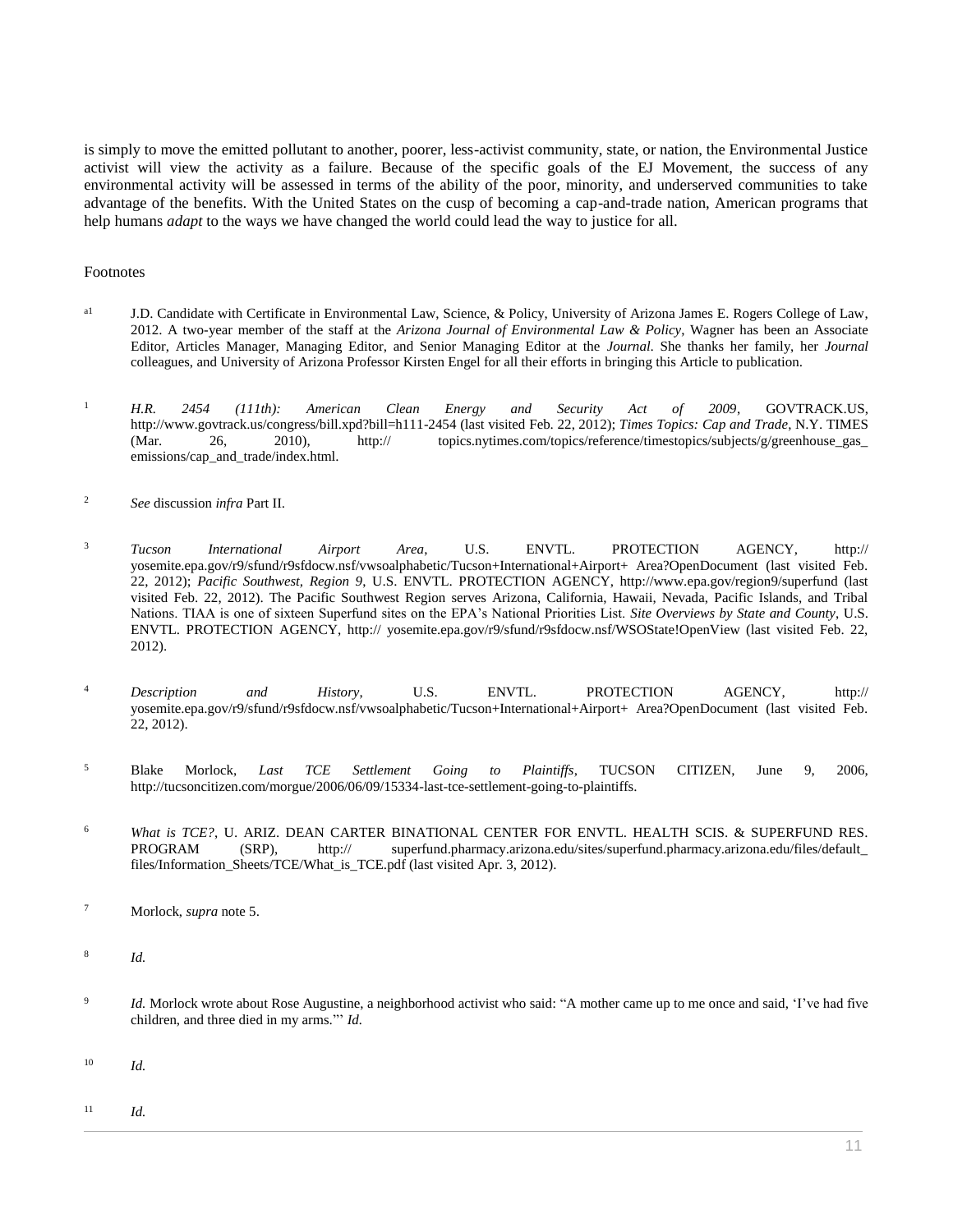is simply to move the emitted pollutant to another, poorer, less-activist community, state, or nation, the Environmental Justice activist will view the activity as a failure. Because of the specific goals of the EJ Movement, the success of any environmental activity will be assessed in terms of the ability of the poor, minority, and underserved communities to take advantage of the benefits. With the United States on the cusp of becoming a cap-and-trade nation, American programs that help humans *adapt* to the ways we have changed the world could lead the way to justice for all.

Footnotes

[a1] J.D. Candidate with Certificate in Environmental Law, Science, & Policy, University of Arizona James E. Rogers College of Law, 2012. A two-year member of the staff at the *Arizona Journal of Environmental Law & Policy*, Wagner has been an Associate Editor, Articles Manager, Managing Editor, and Senior Managing Editor at the *Journal*. She thanks her family, her *Journal* colleagues, and University of Arizona Professor Kirsten Engel for all their efforts in bringing this Article to publication.

[1] *H.R. 2454 (111th): American Clean Energy and Security Act of 2009*, GOVTRACK.US, http://www.govtrack.us/congress/bill.xpd?bill=h111-2454 (last visited Feb. 22, 2012); *Times Topics: Cap and Trade*, N.Y. TIMES (Mar. 26, 2010), http:// topics.nytimes.com/topics/reference/timestopics/subjects/g/greenhouse_gas_ emissions/cap_and_trade/index.html.

[2] *See* discussion *infra* Part II.

[3] *Tucson International Airport Area*, U.S. ENVTL. PROTECTION AGENCY, http:// yosemite.epa.gov/r9/sfund/r9sfdocw.nsf/vwsoalphabetic/Tucson+International+Airport+ Area?OpenDocument (last visited Feb. 22, 2012); *Pacific Southwest, Region 9*, U.S. ENVTL. PROTECTION AGENCY, http://www.epa.gov/region9/superfund (last visited Feb. 22, 2012). The Pacific Southwest Region serves Arizona, California, Hawaii, Nevada, Pacific Islands, and Tribal Nations. TIAA is one of sixteen Superfund sites on the EPA's National Priorities List. *Site Overviews by State and County*, U.S. ENVTL. PROTECTION AGENCY, http:// yosemite.epa.gov/r9/sfund/r9sfdocw.nsf/WSOState!OpenView (last visited Feb. 22, 2012).

[4] *Description and History*, U.S. ENVTL. PROTECTION AGENCY, http:// yosemite.epa.gov/r9/sfund/r9sfdocw.nsf/vwsoalphabetic/Tucson+International+Airport+ Area?OpenDocument (last visited Feb. 22, 2012).

[5] Blake Morlock, *Last TCE Settlement Going to Plaintiffs*, TUCSON CITIZEN, June 9, 2006, http://tucsoncitizen.com/morgue/2006/06/09/15334-last-tce-settlement-going-to-plaintiffs.

[6] *What is TCE?*, U. ARIZ. DEAN CARTER BINATIONAL CENTER FOR ENVTL. HEALTH SCIS. & SUPERFUND RES. PROGRAM (SRP), http:// superfund.pharmacy.arizona.edu/sites/superfund.pharmacy.arizona.edu/files/default_ files/Information_Sheets/TCE/What_is_TCE.pdf (last visited Apr. 3, 2012).

[7] Morlock, *supra* note 5.

[8] *Id.*

[9] *Id.* Morlock wrote about Rose Augustine, a neighborhood activist who said: "A mother came up to me once and said, 'I've had five children, and three died in my arms.'" *Id.*

[10] *Id.*

[11] *Id.*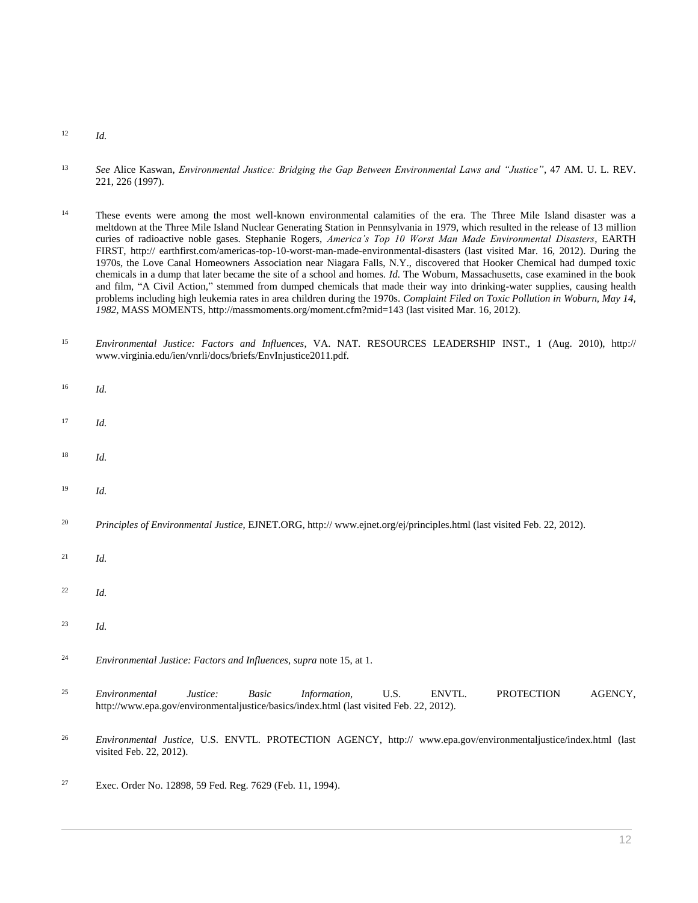[12] *Id.*

[13] *See* Alice Kaswan, *Environmental Justice: Bridging the Gap Between Environmental Laws and "Justice"*, 47 AM. U. L. REV. 221, 226 (1997).

[14] These events were among the most well-known environmental calamities of the era. The Three Mile Island disaster was a meltdown at the Three Mile Island Nuclear Generating Station in Pennsylvania in 1979, which resulted in the release of 13 million curies of radioactive noble gases. Stephanie Rogers, *America's Top 10 Worst Man Made Environmental Disasters*, EARTH FIRST, http:// earthfirst.com/americas-top-10-worst-man-made-environmental-disasters (last visited Mar. 16, 2012). During the 1970s, the Love Canal Homeowners Association near Niagara Falls, N.Y., discovered that Hooker Chemical had dumped toxic chemicals in a dump that later became the site of a school and homes. *Id.* The Woburn, Massachusetts, case examined in the book and film, "A Civil Action," stemmed from dumped chemicals that made their way into drinking-water supplies, causing health problems including high leukemia rates in area children during the 1970s. *Complaint Filed on Toxic Pollution in Woburn, May 14, 1982*, MASS MOMENTS, http://massmoments.org/moment.cfm?mid=143 (last visited Mar. 16, 2012).

[15] *Environmental Justice: Factors and Influences*, VA. NAT. RESOURCES LEADERSHIP INST., 1 (Aug. 2010), http:// www.virginia.edu/ien/vnrli/docs/briefs/EnvInjustice2011.pdf.

[16] *Id.*

[17] *Id.*

[18] *Id.*

[19] *Id.*

[20] *Principles of Environmental Justice*, EJNET.ORG, http:// www.ejnet.org/ej/principles.html (last visited Feb. 22, 2012).

[21] *Id.*

[22] *Id.*

[23] *Id.*

[24] *Environmental Justice: Factors and Influences*, *supra* note 15, at 1.

[25] *Environmental Justice: Basic Information*, U.S. ENVTL. PROTECTION AGENCY, http://www.epa.gov/environmentaljustice/basics/index.html (last visited Feb. 22, 2012).

[26] *Environmental Justice*, U.S. ENVTL. PROTECTION AGENCY, http:// www.epa.gov/environmentaljustice/index.html (last visited Feb. 22, 2012).

[27] Exec. Order No. 12898, 59 Fed. Reg. 7629 (Feb. 11, 1994).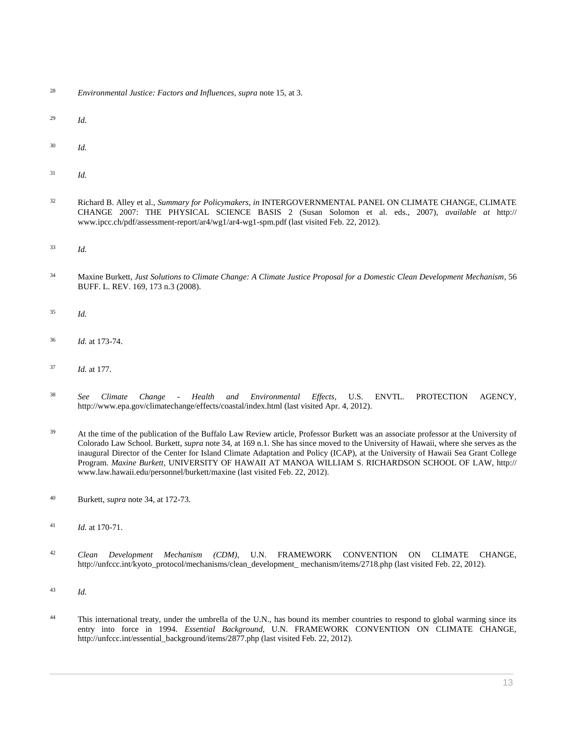28 *Environmental Justice: Factors and Influences*, *supra* note 15, at 3.

29 *Id.*

30 *Id.*

31 *Id.*

32 Richard B. Alley et al., *Summary for Policymakers*, *in* INTERGOVERNMENTAL PANEL ON CLIMATE CHANGE, CLIMATE CHANGE 2007: THE PHYSICAL SCIENCE BASIS 2 (Susan Solomon et al. eds., 2007), *available at* http://www.ipcc.ch/pdf/assessment-report/ar4/wg1/ar4-wg1-spm.pdf (last visited Feb. 22, 2012).

33 *Id.*

34 Maxine Burkett, *Just Solutions to Climate Change: A Climate Justice Proposal for a Domestic Clean Development Mechanism*, 56 BUFF. L. REV. 169, 173 n.3 (2008).

35 *Id.*

36 *Id.* at 173-74.

37 *Id.* at 177.

38 *See Climate Change - Health and Environmental Effects*, U.S. ENVTL. PROTECTION AGENCY, http://www.epa.gov/climatechange/effects/coastal/index.html (last visited Apr. 4, 2012).

39 At the time of the publication of the Buffalo Law Review article, Professor Burkett was an associate professor at the University of Colorado Law School. Burkett, *supra* note 34, at 169 n.1. She has since moved to the University of Hawaii, where she serves as the inaugural Director of the Center for Island Climate Adaptation and Policy (ICAP), at the University of Hawaii Sea Grant College Program. *Maxine Burkett*, UNIVERSITY OF HAWAII AT MANOA WILLIAM S. RICHARDSON SCHOOL OF LAW, http://www.law.hawaii.edu/personnel/burkett/maxine (last visited Feb. 22, 2012).

40 Burkett, *supra* note 34, at 172-73.

41 *Id.* at 170-71.

42 *Clean Development Mechanism (CDM)*, U.N. FRAMEWORK CONVENTION ON CLIMATE CHANGE, http://unfccc.int/kyoto_protocol/mechanisms/clean_development_ mechanism/items/2718.php (last visited Feb. 22, 2012).

43 *Id.*

44 This international treaty, under the umbrella of the U.N., has bound its member countries to respond to global warming since its entry into force in 1994. *Essential Background*, U.N. FRAMEWORK CONVENTION ON CLIMATE CHANGE, http://unfccc.int/essential_background/items/2877.php (last visited Feb. 22, 2012).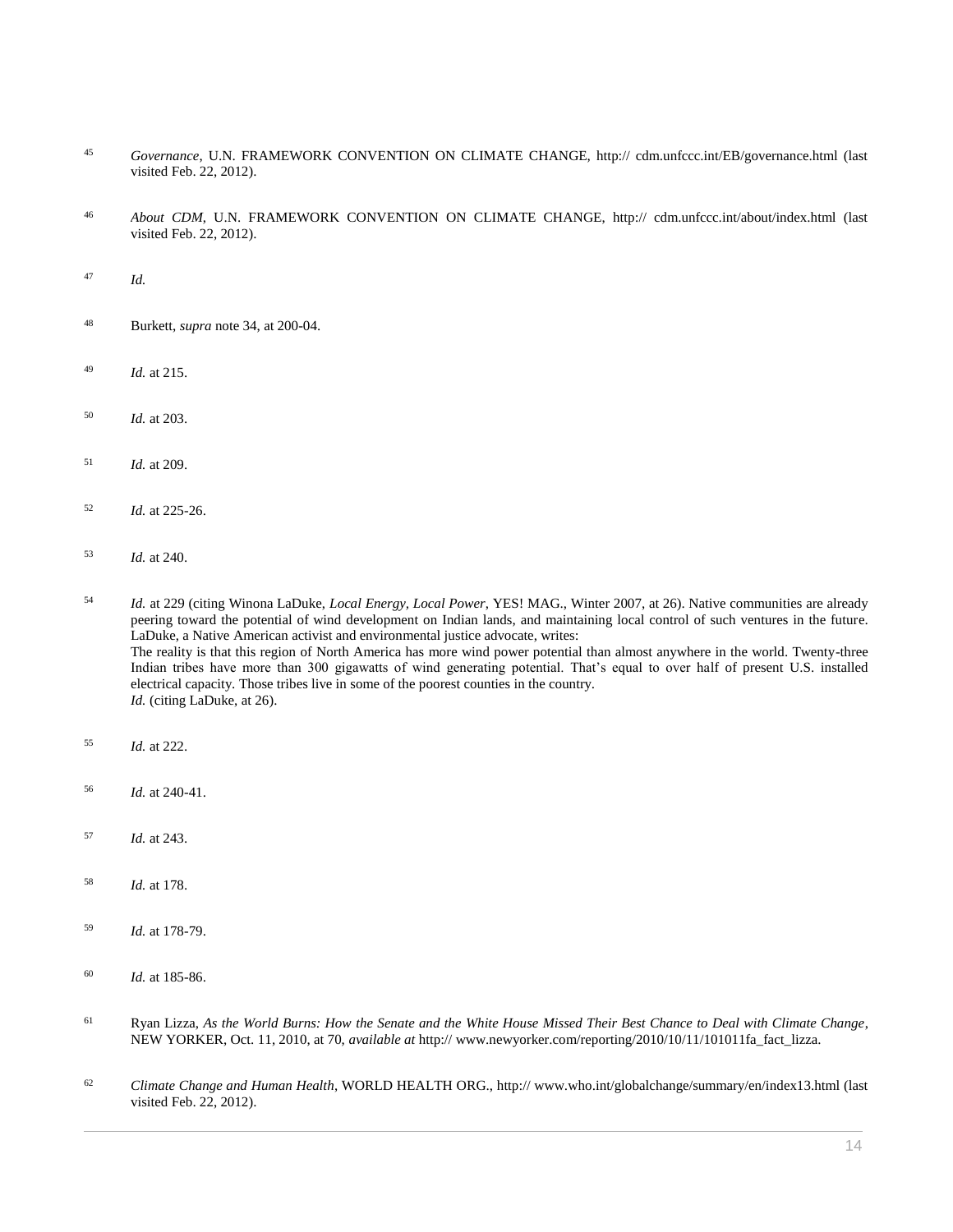[45] *Governance*, U.N. FRAMEWORK CONVENTION ON CLIMATE CHANGE, http:// cdm.unfccc.int/EB/governance.html (last visited Feb. 22, 2012).

[46] *About CDM*, U.N. FRAMEWORK CONVENTION ON CLIMATE CHANGE, http:// cdm.unfccc.int/about/index.html (last visited Feb. 22, 2012).

[47] *Id.*

[48] Burkett, *supra* note 34, at 200-04.

[49] *Id.* at 215.

[50] *Id.* at 203.

[51] *Id.* at 209.

[52] *Id.* at 225-26.

[53] *Id.* at 240.

[54] *Id.* at 229 (citing Winona LaDuke, *Local Energy, Local Power*, YES! MAG., Winter 2007, at 26). Native communities are already peering toward the potential of wind development on Indian lands, and maintaining local control of such ventures in the future. LaDuke, a Native American activist and environmental justice advocate, writes:
The reality is that this region of North America has more wind power potential than almost anywhere in the world. Twenty-three Indian tribes have more than 300 gigawatts of wind generating potential. That's equal to over half of present U.S. installed electrical capacity. Those tribes live in some of the poorest counties in the country.
*Id.* (citing LaDuke, at 26).

[55] *Id.* at 222.

[56] *Id.* at 240-41.

[57] *Id.* at 243.

[58] *Id.* at 178.

[59] *Id.* at 178-79.

[60] *Id.* at 185-86.

[61] Ryan Lizza, *As the World Burns: How the Senate and the White House Missed Their Best Chance to Deal with Climate Change*, NEW YORKER, Oct. 11, 2010, at 70, *available at* http:// www.newyorker.com/reporting/2010/10/11/101011fa_fact_lizza.

[62] *Climate Change and Human Health*, WORLD HEALTH ORG., http:// www.who.int/globalchange/summary/en/index13.html (last visited Feb. 22, 2012).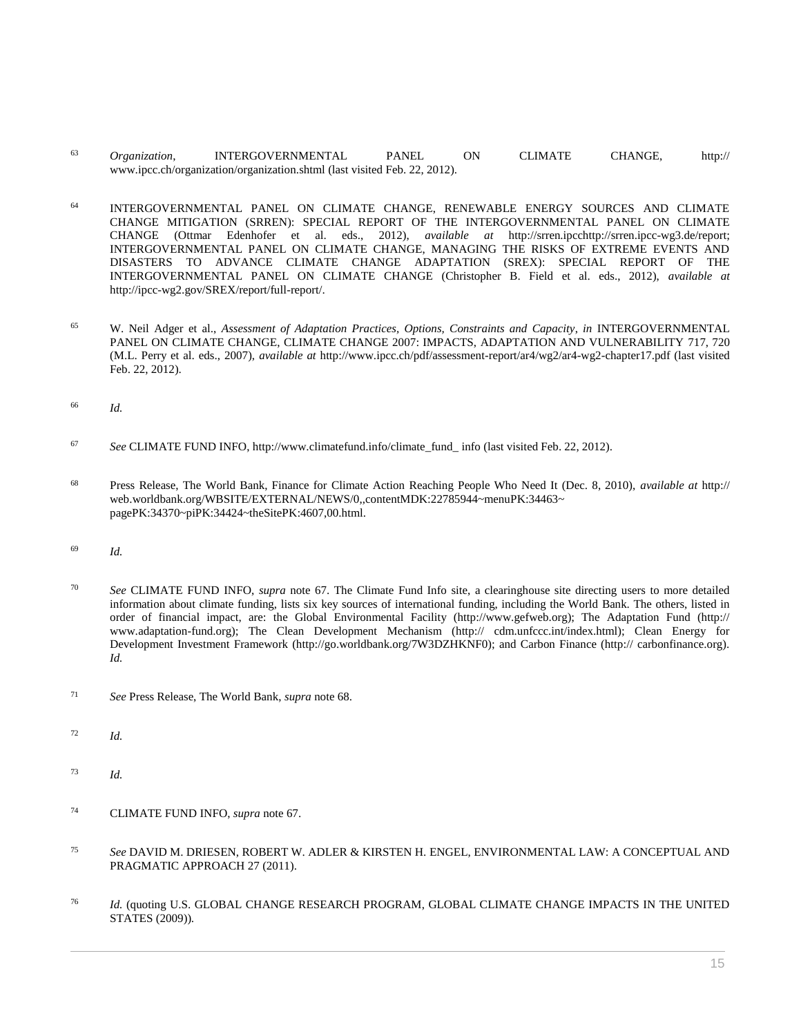63 *Organization*, INTERGOVERNMENTAL PANEL ON CLIMATE CHANGE, http:// www.ipcc.ch/organization/organization.shtml (last visited Feb. 22, 2012).

64 INTERGOVERNMENTAL PANEL ON CLIMATE CHANGE, RENEWABLE ENERGY SOURCES AND CLIMATE CHANGE MITIGATION (SRREN): SPECIAL REPORT OF THE INTERGOVERNMENTAL PANEL ON CLIMATE CHANGE (Ottmar Edenhofer et al. eds., 2012), *available at* http://srren.ipcchttp://srren.ipcc-wg3.de/report; INTERGOVERNMENTAL PANEL ON CLIMATE CHANGE, MANAGING THE RISKS OF EXTREME EVENTS AND DISASTERS TO ADVANCE CLIMATE CHANGE ADAPTATION (SREX): SPECIAL REPORT OF THE INTERGOVERNMENTAL PANEL ON CLIMATE CHANGE (Christopher B. Field et al. eds., 2012), *available at* http://ipcc-wg2.gov/SREX/report/full-report/.

65 W. Neil Adger et al., *Assessment of Adaptation Practices, Options, Constraints and Capacity*, *in* INTERGOVERNMENTAL PANEL ON CLIMATE CHANGE, CLIMATE CHANGE 2007: IMPACTS, ADAPTATION AND VULNERABILITY 717, 720 (M.L. Perry et al. eds., 2007), *available at* http://www.ipcc.ch/pdf/assessment-report/ar4/wg2/ar4-wg2-chapter17.pdf (last visited Feb. 22, 2012).

66 *Id.*

67 *See* CLIMATE FUND INFO, http://www.climatefund.info/climate_fund_ info (last visited Feb. 22, 2012).

68 Press Release, The World Bank, Finance for Climate Action Reaching People Who Need It (Dec. 8, 2010), *available at* http:// web.worldbank.org/WBSITE/EXTERNAL/NEWS/0,,contentMDK:22785944~menuPK:34463~ pagePK:34370~piPK:34424~theSitePK:4607,00.html.

69 *Id.*

70 *See* CLIMATE FUND INFO, *supra* note 67. The Climate Fund Info site, a clearinghouse site directing users to more detailed information about climate funding, lists six key sources of international funding, including the World Bank. The others, listed in order of financial impact, are: the Global Environmental Facility (http://www.gefweb.org); The Adaptation Fund (http:// www.adaptation-fund.org); The Clean Development Mechanism (http:// cdm.unfccc.int/index.html); Clean Energy for Development Investment Framework (http://go.worldbank.org/7W3DZHKNF0); and Carbon Finance (http:// carbonfinance.org). *Id.*

71 *See* Press Release, The World Bank, *supra* note 68.

72 *Id.*

73 *Id.*

74 CLIMATE FUND INFO, *supra* note 67.

75 *See* DAVID M. DRIESEN, ROBERT W. ADLER & KIRSTEN H. ENGEL, ENVIRONMENTAL LAW: A CONCEPTUAL AND PRAGMATIC APPROACH 27 (2011).

76 *Id.* (quoting U.S. GLOBAL CHANGE RESEARCH PROGRAM, GLOBAL CLIMATE CHANGE IMPACTS IN THE UNITED STATES (2009)).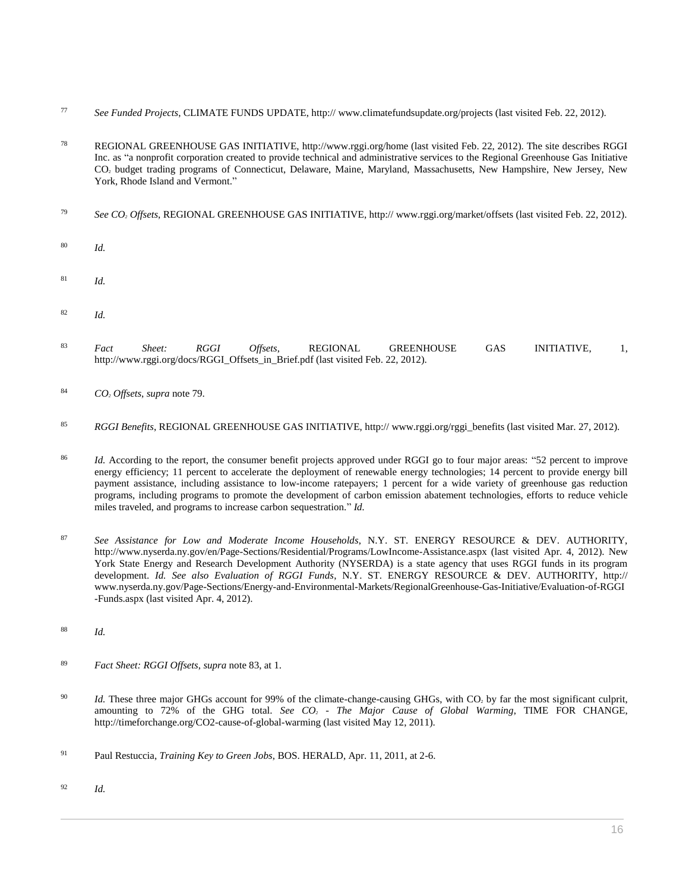[77] *See Funded Projects*, CLIMATE FUNDS UPDATE, http:// www.climatefundsupdate.org/projects (last visited Feb. 22, 2012).

[78] REGIONAL GREENHOUSE GAS INITIATIVE, http://www.rggi.org/home (last visited Feb. 22, 2012). The site describes RGGI Inc. as "a nonprofit corporation created to provide technical and administrative services to the Regional Greenhouse Gas Initiative $CO_2$ budget trading programs of Connecticut, Delaware, Maine, Maryland, Massachusetts, New Hampshire, New Jersey, New York, Rhode Island and Vermont."

[79] *See $CO_2$ Offsets*, REGIONAL GREENHOUSE GAS INITIATIVE, http:// www.rggi.org/market/offsets (last visited Feb. 22, 2012).

[80] *Id.*

[81] *Id.*

[82] *Id.*

[83] *Fact Sheet: RGGI Offsets*, REGIONAL GREENHOUSE GAS INITIATIVE, 1, http://www.rggi.org/docs/RGGI_Offsets_in_Brief.pdf (last visited Feb. 22, 2012).

[84] *$CO_2$ Offsets*, *supra* note 79.

[85] *RGGI Benefits*, REGIONAL GREENHOUSE GAS INITIATIVE, http:// www.rggi.org/rggi_benefits (last visited Mar. 27, 2012).

[86] *Id.* According to the report, the consumer benefit projects approved under RGGI go to four major areas: "52 percent to improve energy efficiency; 11 percent to accelerate the deployment of renewable energy technologies; 14 percent to provide energy bill payment assistance, including assistance to low-income ratepayers; 1 percent for a wide variety of greenhouse gas reduction programs, including programs to promote the development of carbon emission abatement technologies, efforts to reduce vehicle miles traveled, and programs to increase carbon sequestration." *Id.*

[87] *See Assistance for Low and Moderate Income Households*, N.Y. ST. ENERGY RESOURCE & DEV. AUTHORITY, http://www.nyserda.ny.gov/en/Page-Sections/Residential/Programs/LowIncome-Assistance.aspx (last visited Apr. 4, 2012). New York State Energy and Research Development Authority (NYSERDA) is a state agency that uses RGGI funds in its program development. *Id. See also Evaluation of RGGI Funds*, N.Y. ST. ENERGY RESOURCE & DEV. AUTHORITY, http:// www.nyserda.ny.gov/Page-Sections/Energy-and-Environmental-Markets/RegionalGreenhouse-Gas-Initiative/Evaluation-of-RGGI -Funds.aspx (last visited Apr. 4, 2012).

[88] *Id.*

[89] *Fact Sheet: RGGI Offsets*, *supra* note 83, at 1.

[90] *Id.* These three major GHGs account for 99% of the climate-change-causing GHGs, with $CO_2$ by far the most significant culprit, amounting to 72% of the GHG total. *See $CO_2$ - The Major Cause of Global Warming*, TIME FOR CHANGE, http://timeforchange.org/CO2-cause-of-global-warming (last visited May 12, 2011).

[91] Paul Restuccia, *Training Key to Green Jobs*, BOS. HERALD, Apr. 11, 2011, at 2-6.

[92] *Id.*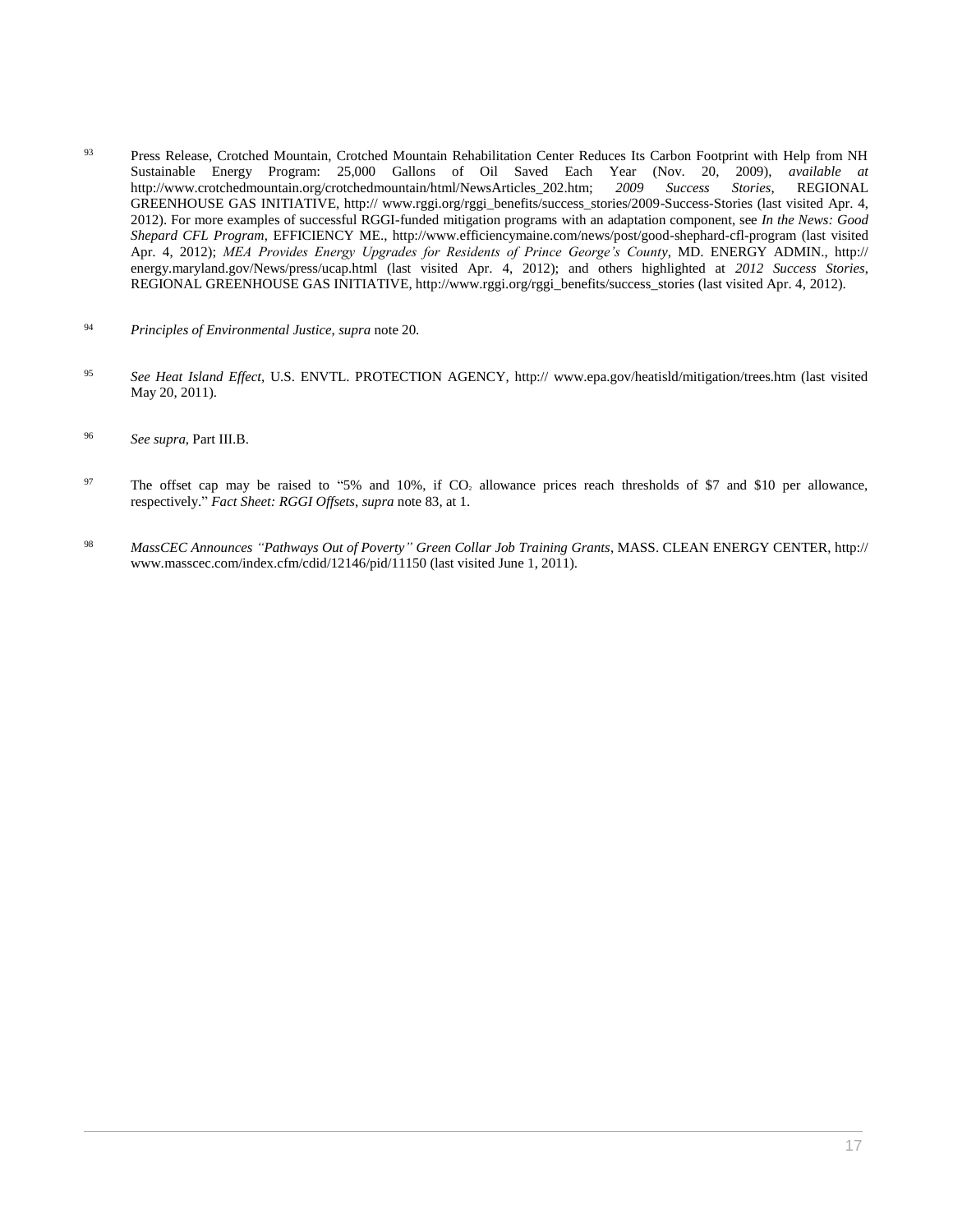93 Press Release, Crotched Mountain, Crotched Mountain Rehabilitation Center Reduces Its Carbon Footprint with Help from NH Sustainable Energy Program: 25,000 Gallons of Oil Saved Each Year (Nov. 20, 2009), *available at* http://www.crotchedmountain.org/crotchedmountain/html/NewsArticles_202.htm; *2009 Success Stories*, REGIONAL GREENHOUSE GAS INITIATIVE, http:// www.rggi.org/rggi_benefits/success_stories/2009-Success-Stories (last visited Apr. 4, 2012). For more examples of successful RGGI-funded mitigation programs with an adaptation component, see *In the News: Good Shepard CFL Program*, EFFICIENCY ME., http://www.efficiencymaine.com/news/post/good-shephard-cfl-program (last visited Apr. 4, 2012); *MEA Provides Energy Upgrades for Residents of Prince George's County*, MD. ENERGY ADMIN., http:// energy.maryland.gov/News/press/ucap.html (last visited Apr. 4, 2012); and others highlighted at *2012 Success Stories*, REGIONAL GREENHOUSE GAS INITIATIVE, http://www.rggi.org/rggi_benefits/success_stories (last visited Apr. 4, 2012).

94 *Principles of Environmental Justice*, *supra* note 20.

95 *See Heat Island Effect*, U.S. ENVTL. PROTECTION AGENCY, http:// www.epa.gov/heatisld/mitigation/trees.htm (last visited May 20, 2011).

96 *See supra*, Part III.B.

97 The offset cap may be raised to "5% and 10%, if $CO_2$ allowance prices reach thresholds of $7 and $10 per allowance, respectively." *Fact Sheet: RGGI Offsets*, *supra* note 83, at 1.

98 *MassCEC Announces "Pathways Out of Poverty" Green Collar Job Training Grants*, MASS. CLEAN ENERGY CENTER, http:// www.masscec.com/index.cfm/cdid/12146/pid/11150 (last visited June 1, 2011).